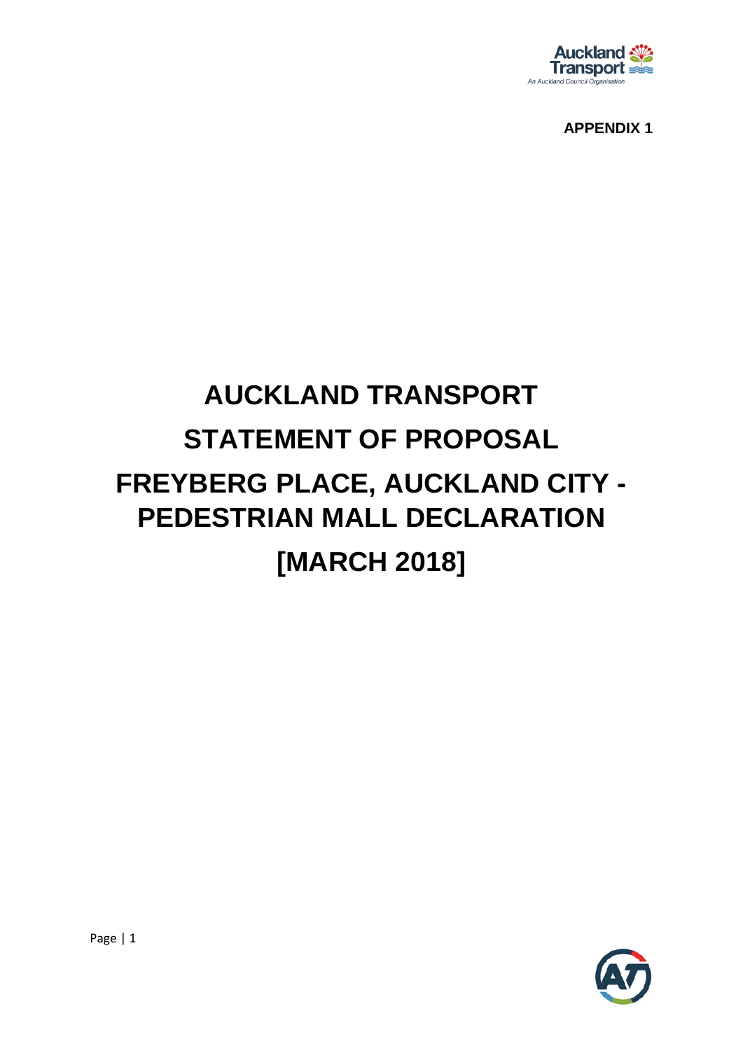APPENDIX 1

# AUCKLAND TRANSPORT
# STATEMENT OF PROPOSAL
# FREYBERG PLACE, AUCKLAND CITY - PEDESTRIAN MALL DECLARATION
# [MARCH 2018]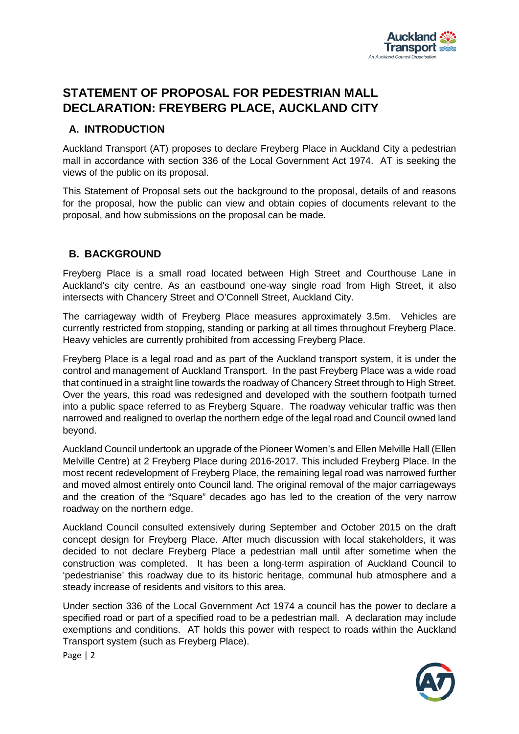# STATEMENT OF PROPOSAL FOR PEDESTRIAN MALL DECLARATION: FREYBERG PLACE, AUCKLAND CITY

## A. INTRODUCTION

Auckland Transport (AT) proposes to declare Freyberg Place in Auckland City a pedestrian mall in accordance with section 336 of the Local Government Act 1974. AT is seeking the views of the public on its proposal.

This Statement of Proposal sets out the background to the proposal, details of and reasons for the proposal, how the public can view and obtain copies of documents relevant to the proposal, and how submissions on the proposal can be made.

## B. BACKGROUND

Freyberg Place is a small road located between High Street and Courthouse Lane in Auckland's city centre. As an eastbound one-way single road from High Street, it also intersects with Chancery Street and O'Connell Street, Auckland City.

The carriageway width of Freyberg Place measures approximately 3.5m. Vehicles are currently restricted from stopping, standing or parking at all times throughout Freyberg Place. Heavy vehicles are currently prohibited from accessing Freyberg Place.

Freyberg Place is a legal road and as part of the Auckland transport system, it is under the control and management of Auckland Transport. In the past Freyberg Place was a wide road that continued in a straight line towards the roadway of Chancery Street through to High Street. Over the years, this road was redesigned and developed with the southern footpath turned into a public space referred to as Freyberg Square. The roadway vehicular traffic was then narrowed and realigned to overlap the northern edge of the legal road and Council owned land beyond.

Auckland Council undertook an upgrade of the Pioneer Women's and Ellen Melville Hall (Ellen Melville Centre) at 2 Freyberg Place during 2016-2017. This included Freyberg Place. In the most recent redevelopment of Freyberg Place, the remaining legal road was narrowed further and moved almost entirely onto Council land. The original removal of the major carriageways and the creation of the "Square" decades ago has led to the creation of the very narrow roadway on the northern edge.

Auckland Council consulted extensively during September and October 2015 on the draft concept design for Freyberg Place. After much discussion with local stakeholders, it was decided to not declare Freyberg Place a pedestrian mall until after sometime when the construction was completed. It has been a long-term aspiration of Auckland Council to 'pedestrianise' this roadway due to its historic heritage, communal hub atmosphere and a steady increase of residents and visitors to this area.

Under section 336 of the Local Government Act 1974 a council has the power to declare a specified road or part of a specified road to be a pedestrian mall. A declaration may include exemptions and conditions. AT holds this power with respect to roads within the Auckland Transport system (such as Freyberg Place).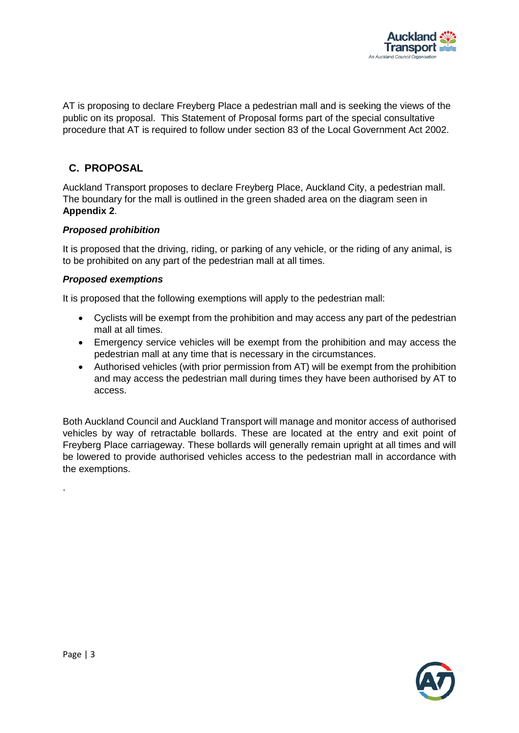AT is proposing to declare Freyberg Place a pedestrian mall and is seeking the views of the public on its proposal. This Statement of Proposal forms part of the special consultative procedure that AT is required to follow under section 83 of the Local Government Act 2002.

## C. PROPOSAL

Auckland Transport proposes to declare Freyberg Place, Auckland City, a pedestrian mall. The boundary for the mall is outlined in the green shaded area on the diagram seen in **Appendix 2**.

***Proposed prohibition***

It is proposed that the driving, riding, or parking of any vehicle, or the riding of any animal, is to be prohibited on any part of the pedestrian mall at all times.

***Proposed exemptions***

It is proposed that the following exemptions will apply to the pedestrian mall:

- Cyclists will be exempt from the prohibition and may access any part of the pedestrian mall at all times.
- Emergency service vehicles will be exempt from the prohibition and may access the pedestrian mall at any time that is necessary in the circumstances.
- Authorised vehicles (with prior permission from AT) will be exempt from the prohibition and may access the pedestrian mall during times they have been authorised by AT to access.

Both Auckland Council and Auckland Transport will manage and monitor access of authorised vehicles by way of retractable bollards. These are located at the entry and exit point of Freyberg Place carriageway. These bollards will generally remain upright at all times and will be lowered to provide authorised vehicles access to the pedestrian mall in accordance with the exemptions.

.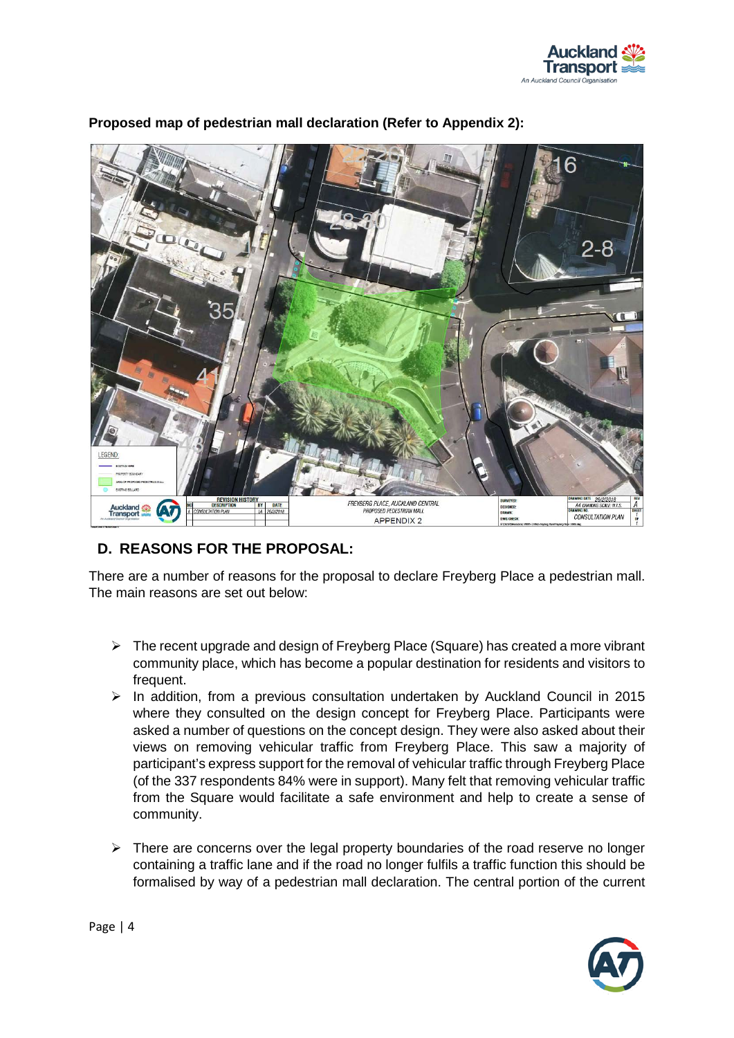**Proposed map of pedestrian mall declaration (Refer to Appendix 2):**

## D. REASONS FOR THE PROPOSAL:

There are a number of reasons for the proposal to declare Freyberg Place a pedestrian mall. The main reasons are set out below:

- The recent upgrade and design of Freyberg Place (Square) has created a more vibrant community place, which has become a popular destination for residents and visitors to frequent.
- In addition, from a previous consultation undertaken by Auckland Council in 2015 where they consulted on the design concept for Freyberg Place. Participants were asked a number of questions on the concept design. They were also asked about their views on removing vehicular traffic from Freyberg Place. This saw a majority of participant's express support for the removal of vehicular traffic through Freyberg Place (of the 337 respondents 84% were in support). Many felt that removing vehicular traffic from the Square would facilitate a safe environment and help to create a sense of community.
- There are concerns over the legal property boundaries of the road reserve no longer containing a traffic lane and if the road no longer fulfils a traffic function this should be formalised by way of a pedestrian mall declaration. The central portion of the current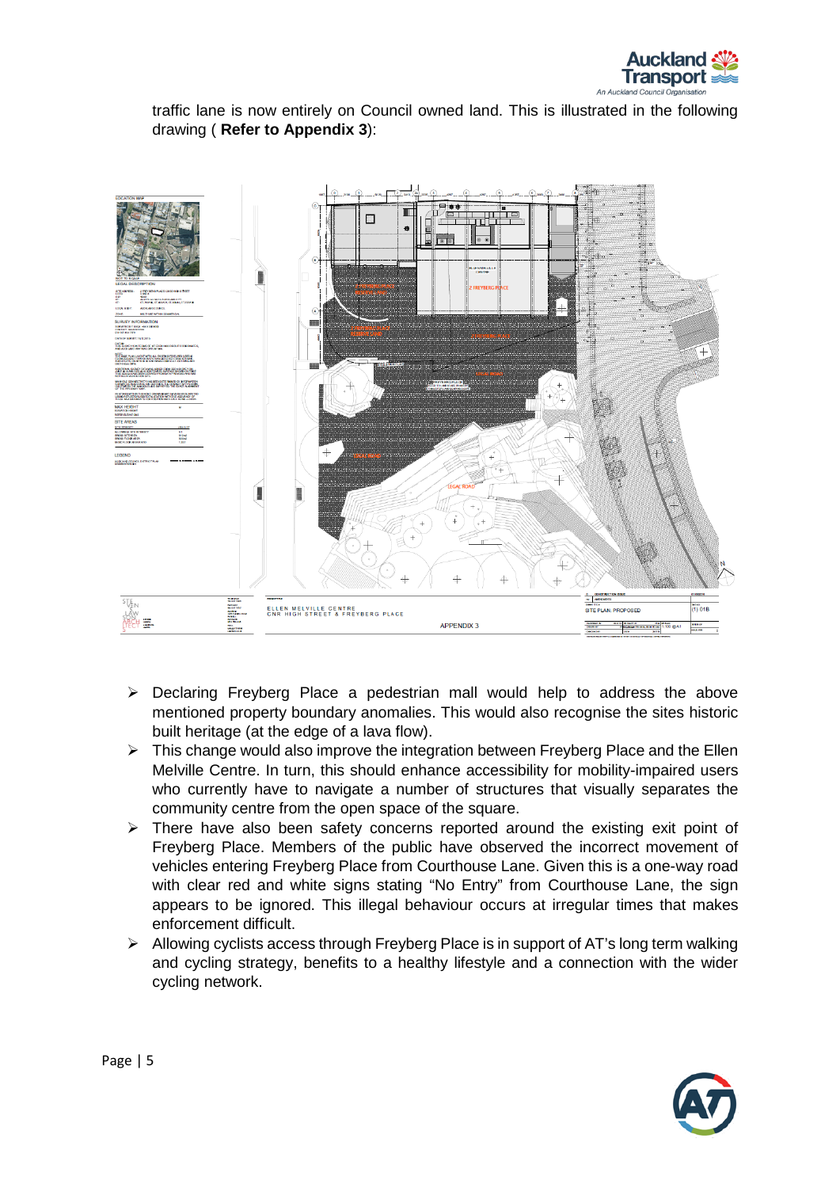traffic lane is now entirely on Council owned land. This is illustrated in the following drawing ( **Refer to Appendix 3**):

- Declaring Freyberg Place a pedestrian mall would help to address the above mentioned property boundary anomalies. This would also recognise the sites historic built heritage (at the edge of a lava flow).
- This change would also improve the integration between Freyberg Place and the Ellen Melville Centre. In turn, this should enhance accessibility for mobility-impaired users who currently have to navigate a number of structures that visually separates the community centre from the open space of the square.
- There have also been safety concerns reported around the existing exit point of Freyberg Place. Members of the public have observed the incorrect movement of vehicles entering Freyberg Place from Courthouse Lane. Given this is a one-way road with clear red and white signs stating "No Entry" from Courthouse Lane, the sign appears to be ignored. This illegal behaviour occurs at irregular times that makes enforcement difficult.
- Allowing cyclists access through Freyberg Place is in support of AT's long term walking and cycling strategy, benefits to a healthy lifestyle and a connection with the wider cycling network.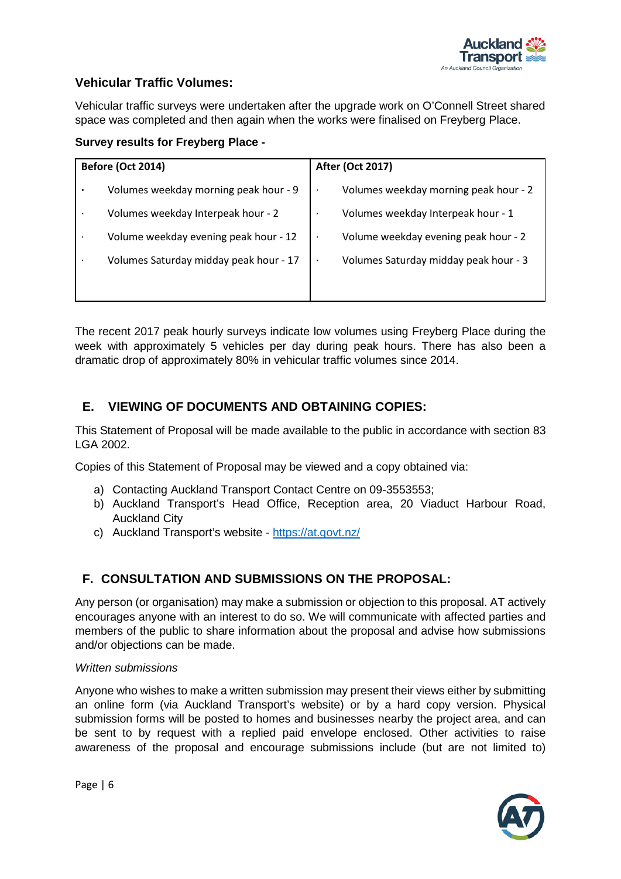### Vehicular Traffic Volumes:

Vehicular traffic surveys were undertaken after the upgrade work on O'Connell Street shared space was completed and then again when the works were finalised on Freyberg Place.

**Survey results for Freyberg Place -**

| Before (Oct 2014) | After (Oct 2017) |
|---|---|
| • Volumes weekday morning peak hour - 9 | · Volumes weekday morning peak hour - 2 |
| · Volumes weekday Interpeak hour - 2 | · Volumes weekday Interpeak hour - 1 |
| · Volume weekday evening peak hour - 12 | · Volume weekday evening peak hour - 2 |
| · Volumes Saturday midday peak hour - 17 | · Volumes Saturday midday peak hour - 3 |

The recent 2017 peak hourly surveys indicate low volumes using Freyberg Place during the week with approximately 5 vehicles per day during peak hours. There has also been a dramatic drop of approximately 80% in vehicular traffic volumes since 2014.

## E. VIEWING OF DOCUMENTS AND OBTAINING COPIES:

This Statement of Proposal will be made available to the public in accordance with section 83 LGA 2002.

Copies of this Statement of Proposal may be viewed and a copy obtained via:

a) Contacting Auckland Transport Contact Centre on 09-3553553;
b) Auckland Transport's Head Office, Reception area, 20 Viaduct Harbour Road, Auckland City
c) Auckland Transport's website - https://at.govt.nz/

## F. CONSULTATION AND SUBMISSIONS ON THE PROPOSAL:

Any person (or organisation) may make a submission or objection to this proposal. AT actively encourages anyone with an interest to do so. We will communicate with affected parties and members of the public to share information about the proposal and advise how submissions and/or objections can be made.

*Written submissions*

Anyone who wishes to make a written submission may present their views either by submitting an online form (via Auckland Transport's website) or by a hard copy version. Physical submission forms will be posted to homes and businesses nearby the project area, and can be sent to by request with a replied paid envelope enclosed. Other activities to raise awareness of the proposal and encourage submissions include (but are not limited to)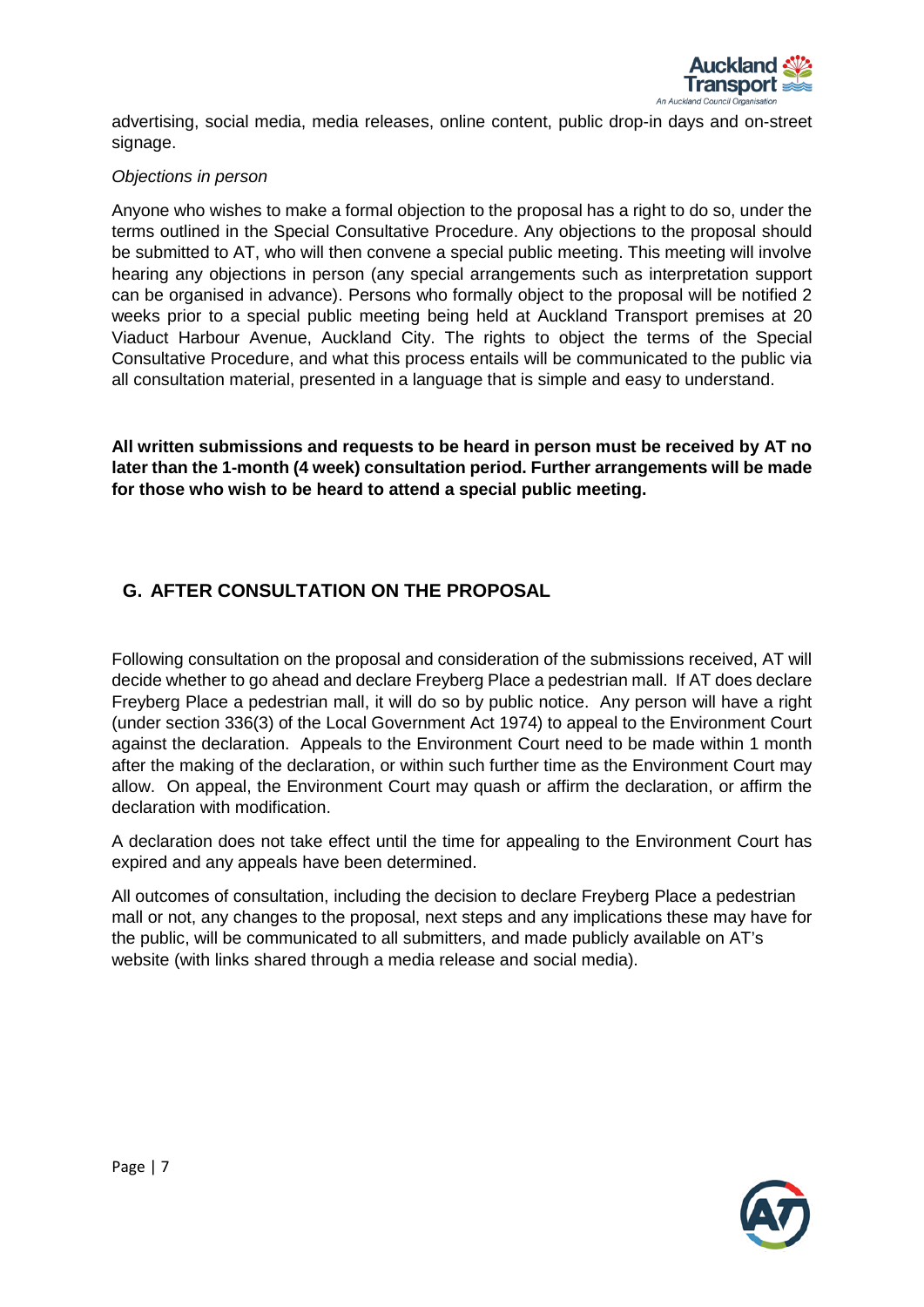advertising, social media, media releases, online content, public drop-in days and on-street signage.

*Objections in person*

Anyone who wishes to make a formal objection to the proposal has a right to do so, under the terms outlined in the Special Consultative Procedure. Any objections to the proposal should be submitted to AT, who will then convene a special public meeting. This meeting will involve hearing any objections in person (any special arrangements such as interpretation support can be organised in advance). Persons who formally object to the proposal will be notified 2 weeks prior to a special public meeting being held at Auckland Transport premises at 20 Viaduct Harbour Avenue, Auckland City. The rights to object the terms of the Special Consultative Procedure, and what this process entails will be communicated to the public via all consultation material, presented in a language that is simple and easy to understand.

**All written submissions and requests to be heard in person must be received by AT no later than the 1-month (4 week) consultation period. Further arrangements will be made for those who wish to be heard to attend a special public meeting.**

## G. AFTER CONSULTATION ON THE PROPOSAL

Following consultation on the proposal and consideration of the submissions received, AT will decide whether to go ahead and declare Freyberg Place a pedestrian mall. If AT does declare Freyberg Place a pedestrian mall, it will do so by public notice. Any person will have a right (under section 336(3) of the Local Government Act 1974) to appeal to the Environment Court against the declaration. Appeals to the Environment Court need to be made within 1 month after the making of the declaration, or within such further time as the Environment Court may allow. On appeal, the Environment Court may quash or affirm the declaration, or affirm the declaration with modification.

A declaration does not take effect until the time for appealing to the Environment Court has expired and any appeals have been determined.

All outcomes of consultation, including the decision to declare Freyberg Place a pedestrian mall or not, any changes to the proposal, next steps and any implications these may have for the public, will be communicated to all submitters, and made publicly available on AT's website (with links shared through a media release and social media).